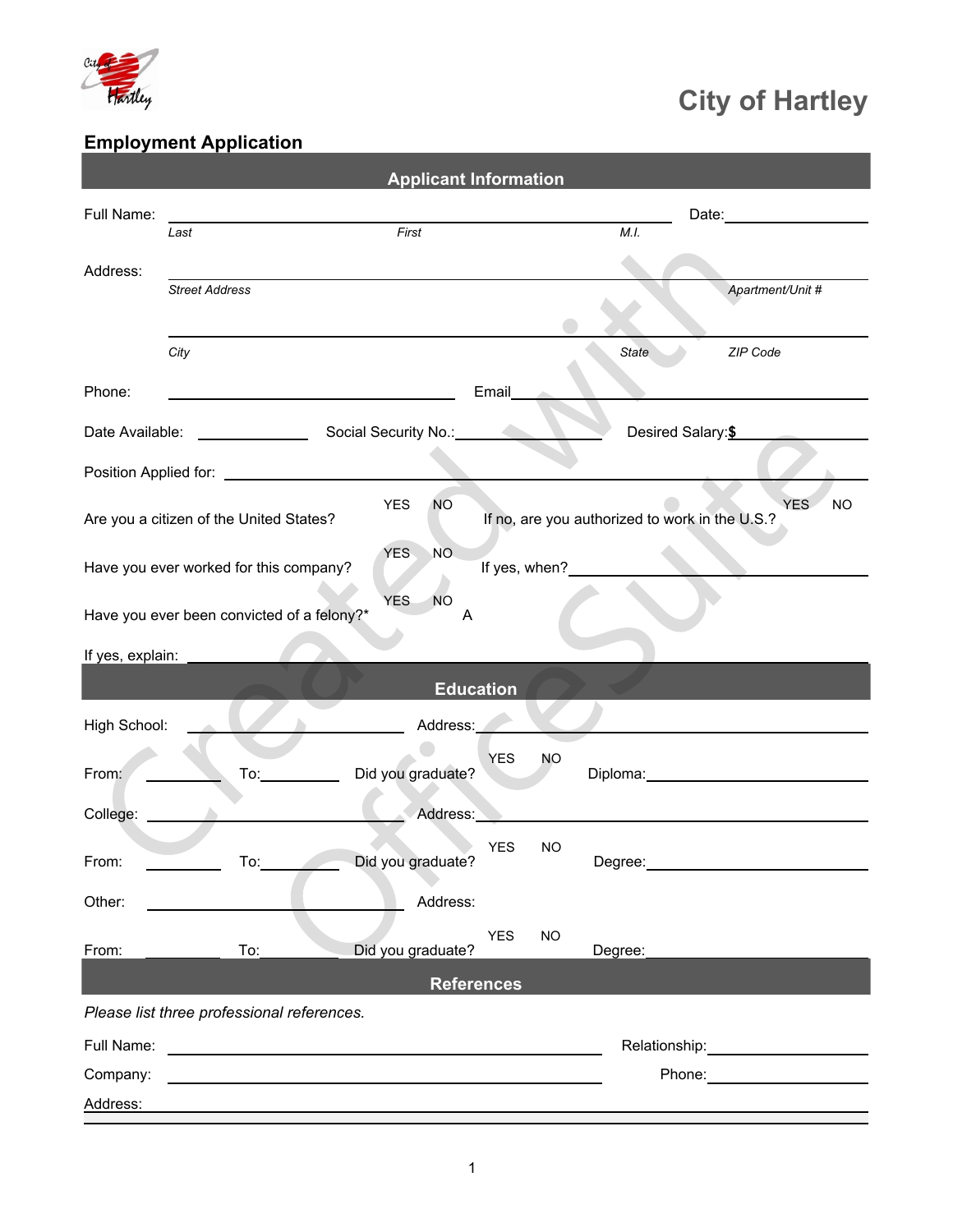# City of Hartley

## Employment Application

### Applicant Information

Full Name: ______________________________ Date: ____________

*Last* *First* *M.I.*

Address: ______________________________

*Street Address* *Apartment/Unit #*

______________________________

*City* *State* *ZIP Code*

Phone: ______________ Email ______________

Date Available: ________ Social Security No.: ________ Desired Salary: $________

Position Applied for: ______________________________

Are you a citizen of the United States? YES NO If no, are you authorized to work in the U.S.? YES NO

Have you ever worked for this company? YES NO If yes, when? ______________

Have you ever been convicted of a felony?* YES NO A

If yes, explain: ______________________________

### Education

High School: ______________ Address: ______________

From: ________ To: ________ Did you graduate? YES NO Diploma: ______________

College: ______________ Address: ______________

From: ________ To: ________ Did you graduate? YES NO Degree: ______________

Other: ______________ Address:

From: ________ To: ________ Did you graduate? YES NO Degree: ______________

### References

*Please list three professional references.*

Full Name: ______________________________ Relationship: ______________

Company: ______________________________ Phone: ______________

Address: ______________________________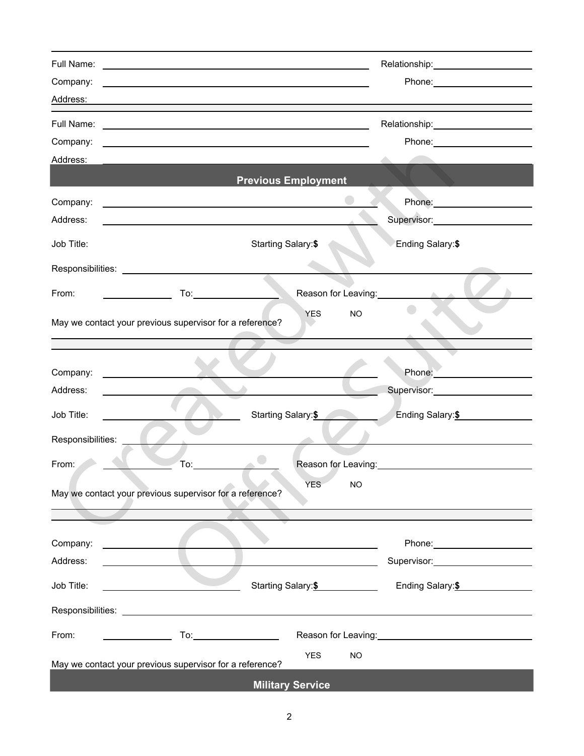Full Name: ______________________ Relationship: ______________

Company: ______________________ Phone: ______________

Address: ______________________

Full Name: ______________________ Relationship: ______________

Company: ______________________ Phone: ______________

Address: ______________________

## Previous Employment

Company: ______________________ Phone: ______________

Address: ______________________ Supervisor: ______________

Job Title: Starting Salary: **$** Ending Salary: **$**

Responsibilities: ______________________

From: __________ To: __________ Reason for Leaving: ______________

May we contact your previous supervisor for a reference? YES NO

Company: ______________________ Phone: ______________

Address: ______________________ Supervisor: ______________

Job Title: __________ Starting Salary: **$** __________ Ending Salary: **$** __________

Responsibilities: ______________________

From: __________ To: __________ Reason for Leaving: ______________

May we contact your previous supervisor for a reference? YES NO

Company: ______________________ Phone: ______________

Address: ______________________ Supervisor: ______________

Job Title: __________ Starting Salary: **$** __________ Ending Salary: **$** __________

Responsibilities: ______________________

From: __________ To: __________ Reason for Leaving: ______________

May we contact your previous supervisor for a reference? YES NO

## Military Service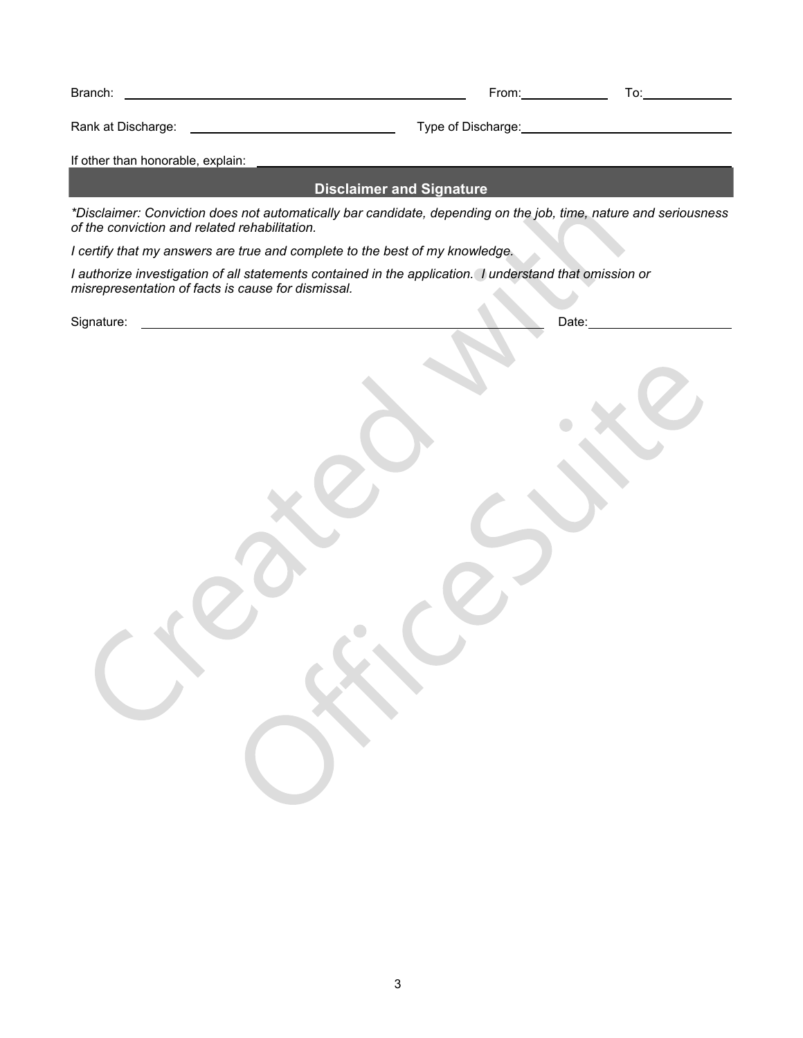Branch: ______________________________ From: __________ To: __________

Rank at Discharge: ____________________ Type of Discharge: ____________________

If other than honorable, explain: ________________________________________

## Disclaimer and Signature

*\*Disclaimer: Conviction does not automatically bar candidate, depending on the job, time, nature and seriousness of the conviction and related rehabilitation.*

*I certify that my answers are true and complete to the best of my knowledge.*

*I authorize investigation of all statements contained in the application. I understand that omission or misrepresentation of facts is cause for dismissal.*

Signature: ________________________________________ Date: ______________